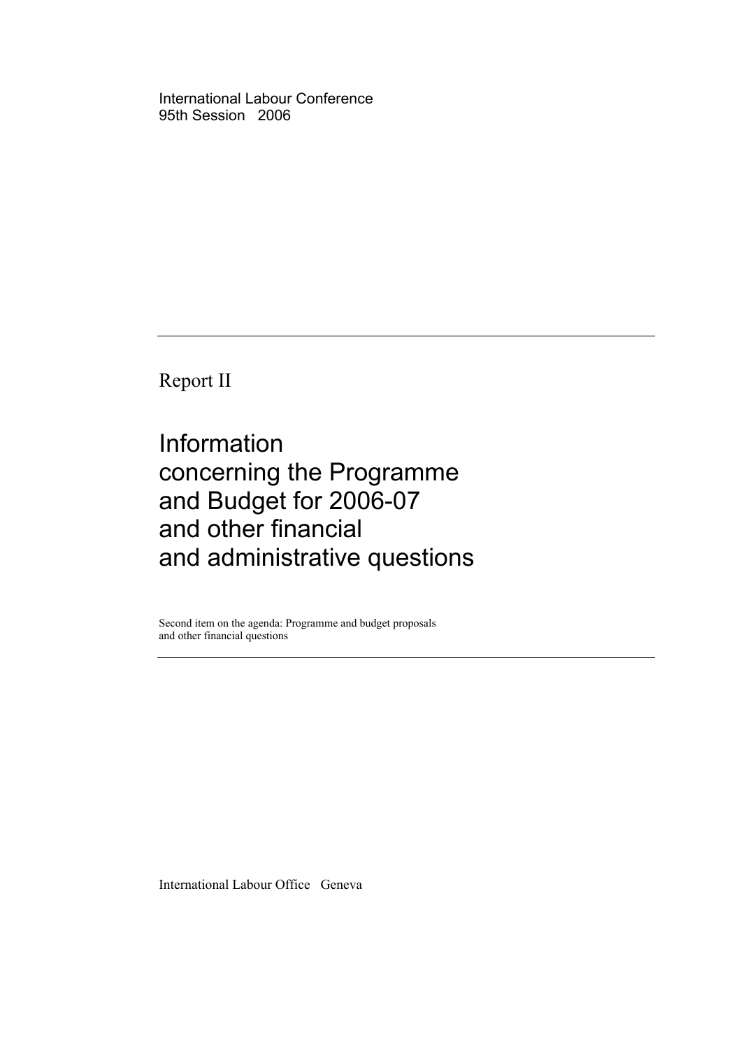International Labour Conference
95th Session 2006

---

Report II

# Information concerning the Programme and Budget for 2006-07 and other financial and administrative questions

Second item on the agenda: Programme and budget proposals and other financial questions

---

International Labour Office Geneva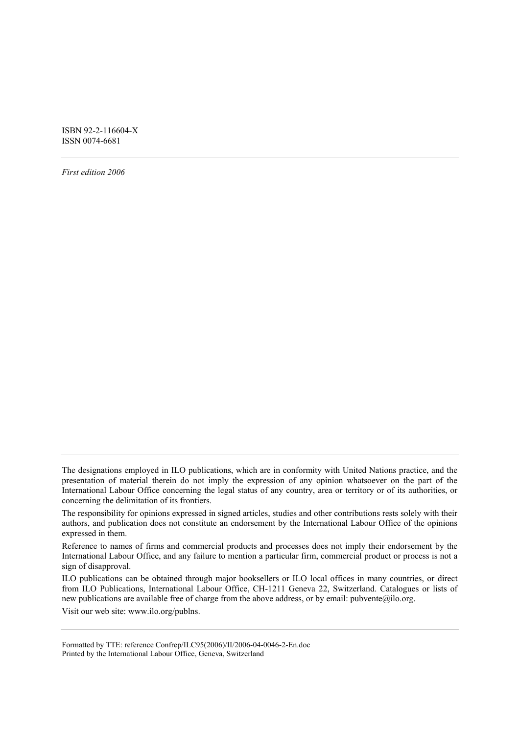ISBN 92-2-116604-X
ISSN 0074-6681

---

*First edition 2006*

---

The designations employed in ILO publications, which are in conformity with United Nations practice, and the presentation of material therein do not imply the expression of any opinion whatsoever on the part of the International Labour Office concerning the legal status of any country, area or territory or of its authorities, or concerning the delimitation of its frontiers.

The responsibility for opinions expressed in signed articles, studies and other contributions rests solely with their authors, and publication does not constitute an endorsement by the International Labour Office of the opinions expressed in them.

Reference to names of firms and commercial products and processes does not imply their endorsement by the International Labour Office, and any failure to mention a particular firm, commercial product or process is not a sign of disapproval.

ILO publications can be obtained through major booksellers or ILO local offices in many countries, or direct from ILO Publications, International Labour Office, CH-1211 Geneva 22, Switzerland. Catalogues or lists of new publications are available free of charge from the above address, or by email: pubvente@ilo.org.

Visit our web site: www.ilo.org/publns.

---

Formatted by TTE: reference Confrep/ILC95(2006)/II/2006-04-0046-2-En.doc
Printed by the International Labour Office, Geneva, Switzerland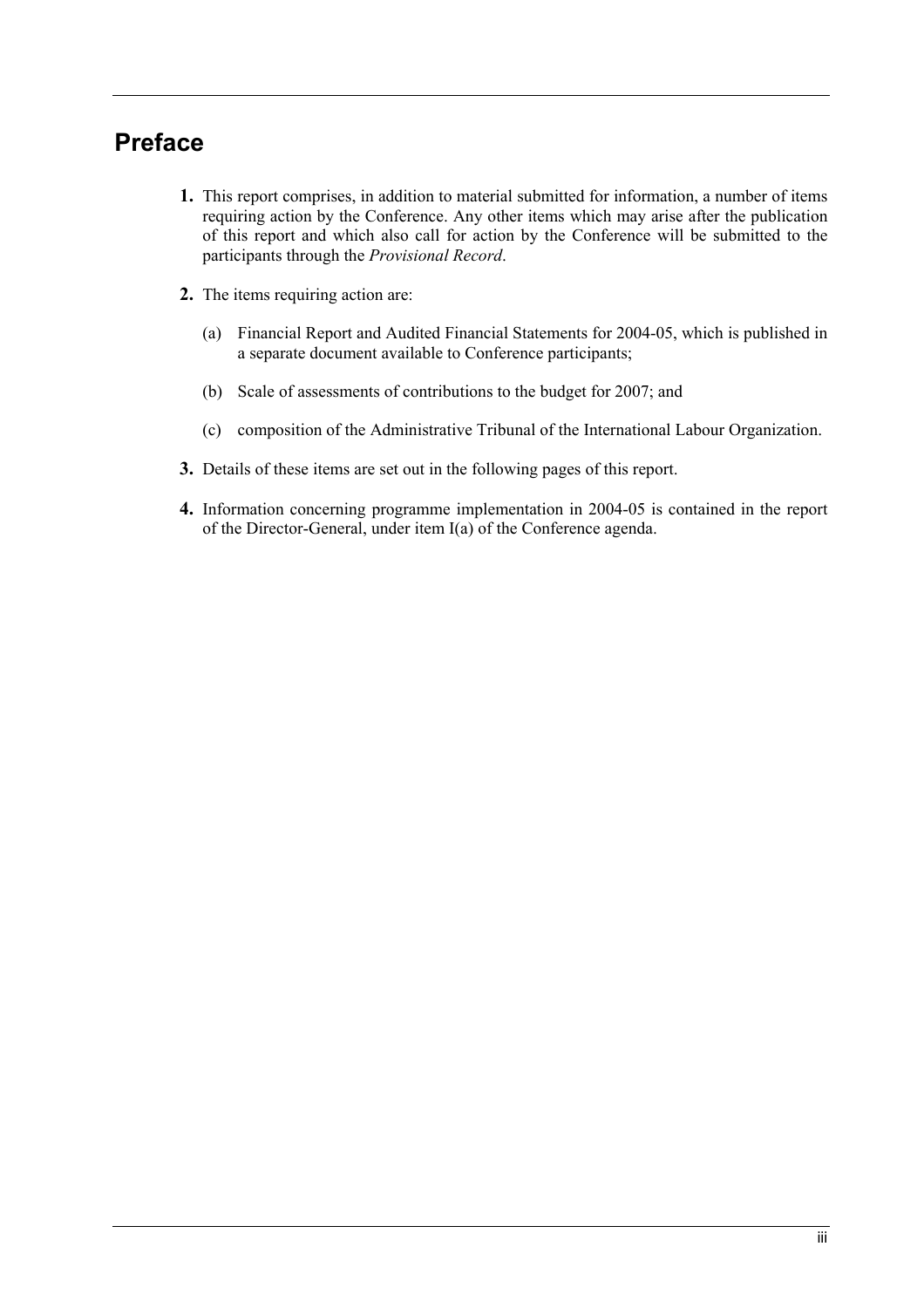# Preface

**1.** This report comprises, in addition to material submitted for information, a number of items requiring action by the Conference. Any other items which may arise after the publication of this report and which also call for action by the Conference will be submitted to the participants through the *Provisional Record*.

**2.** The items requiring action are:

(a) Financial Report and Audited Financial Statements for 2004-05, which is published in a separate document available to Conference participants;

(b) Scale of assessments of contributions to the budget for 2007; and

(c) composition of the Administrative Tribunal of the International Labour Organization.

**3.** Details of these items are set out in the following pages of this report.

**4.** Information concerning programme implementation in 2004-05 is contained in the report of the Director-General, under item I(a) of the Conference agenda.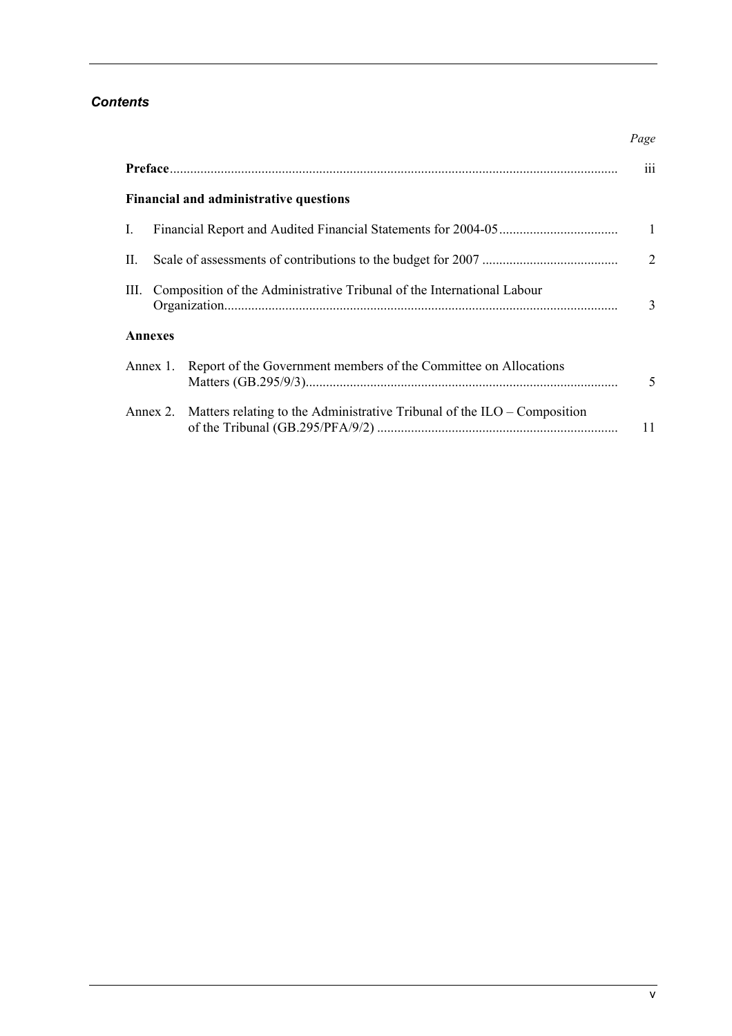## *Contents*

| | | *Page* |
|---|---|---|
| **Preface** | | iii |
| **Financial and administrative questions** | | |
| I. | Financial Report and Audited Financial Statements for 2004-05 | 1 |
| II. | Scale of assessments of contributions to the budget for 2007 | 2 |
| III. | Composition of the Administrative Tribunal of the International Labour Organization | 3 |
| **Annexes** | | |
| Annex 1. | Report of the Government members of the Committee on Allocations Matters (GB.295/9/3) | 5 |
| Annex 2. | Matters relating to the Administrative Tribunal of the ILO – Composition of the Tribunal (GB.295/PFA/9/2) | 11 |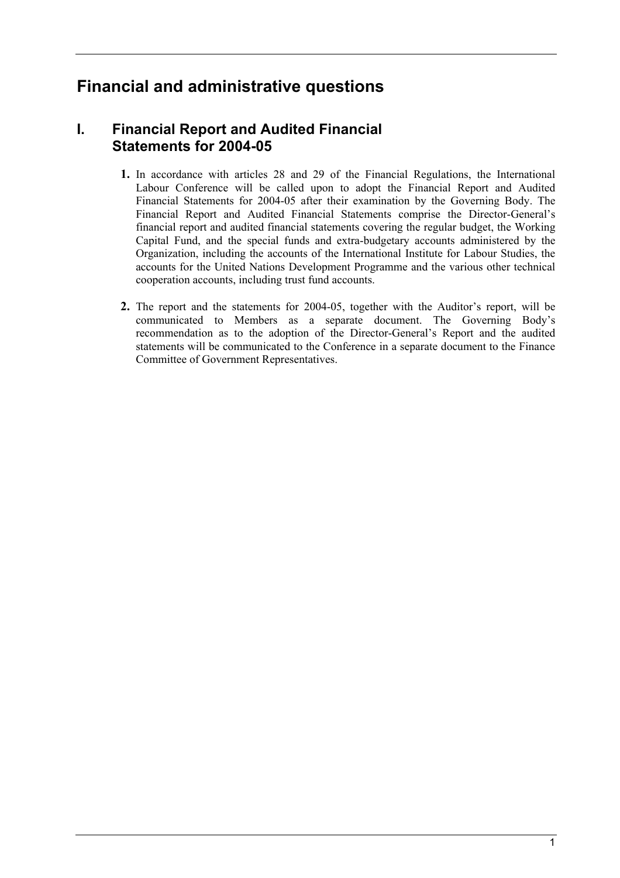# Financial and administrative questions

## I. Financial Report and Audited Financial Statements for 2004-05

**1.** In accordance with articles 28 and 29 of the Financial Regulations, the International Labour Conference will be called upon to adopt the Financial Report and Audited Financial Statements for 2004-05 after their examination by the Governing Body. The Financial Report and Audited Financial Statements comprise the Director-General's financial report and audited financial statements covering the regular budget, the Working Capital Fund, and the special funds and extra-budgetary accounts administered by the Organization, including the accounts of the International Institute for Labour Studies, the accounts for the United Nations Development Programme and the various other technical cooperation accounts, including trust fund accounts.

**2.** The report and the statements for 2004-05, together with the Auditor's report, will be communicated to Members as a separate document. The Governing Body's recommendation as to the adoption of the Director-General's Report and the audited statements will be communicated to the Conference in a separate document to the Finance Committee of Government Representatives.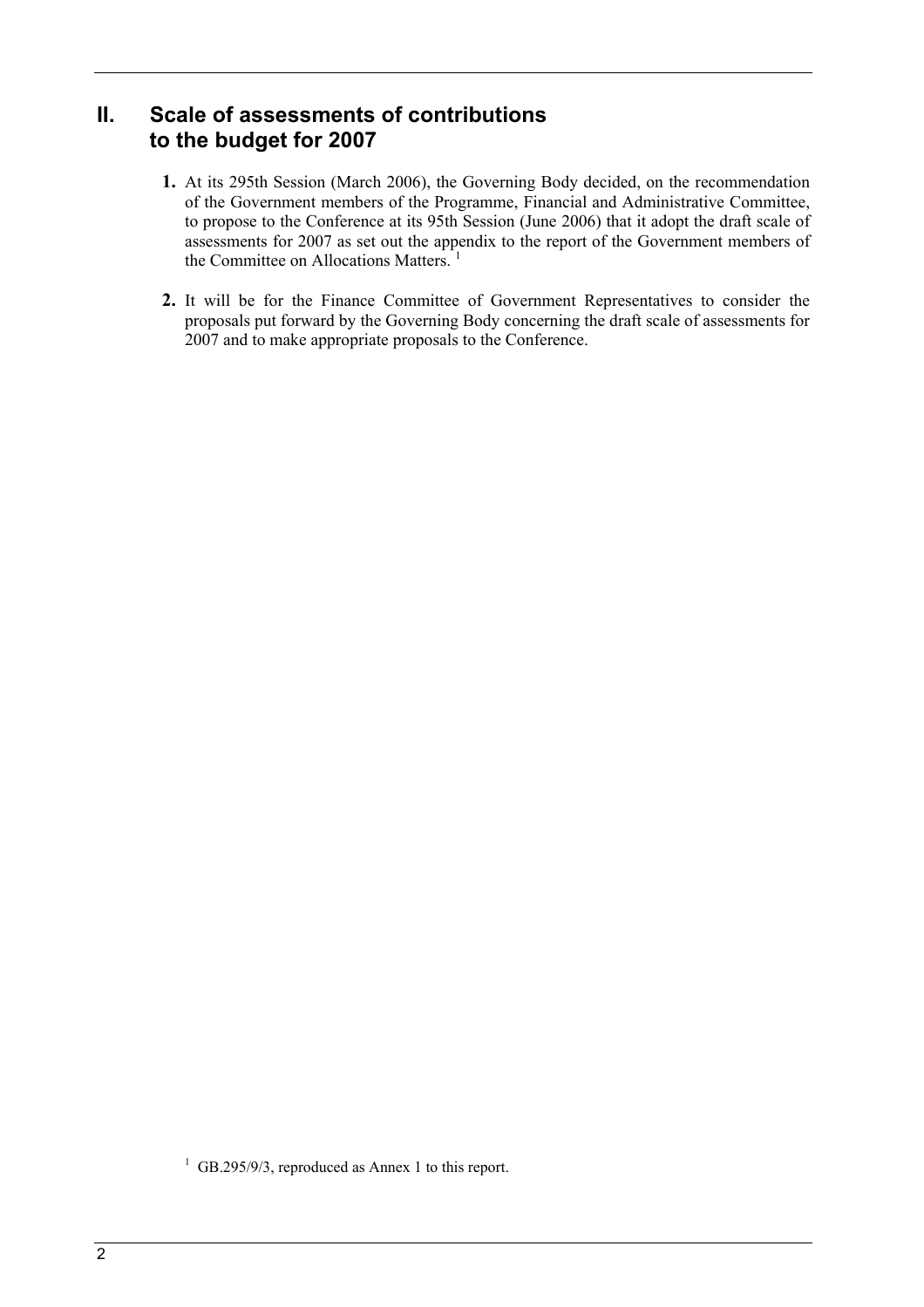## II. Scale of assessments of contributions to the budget for 2007

**1.** At its 295th Session (March 2006), the Governing Body decided, on the recommendation of the Government members of the Programme, Financial and Administrative Committee, to propose to the Conference at its 95th Session (June 2006) that it adopt the draft scale of assessments for 2007 as set out the appendix to the report of the Government members of the Committee on Allocations Matters. [1]

**2.** It will be for the Finance Committee of Government Representatives to consider the proposals put forward by the Governing Body concerning the draft scale of assessments for 2007 and to make appropriate proposals to the Conference.

[1] GB.295/9/3, reproduced as Annex 1 to this report.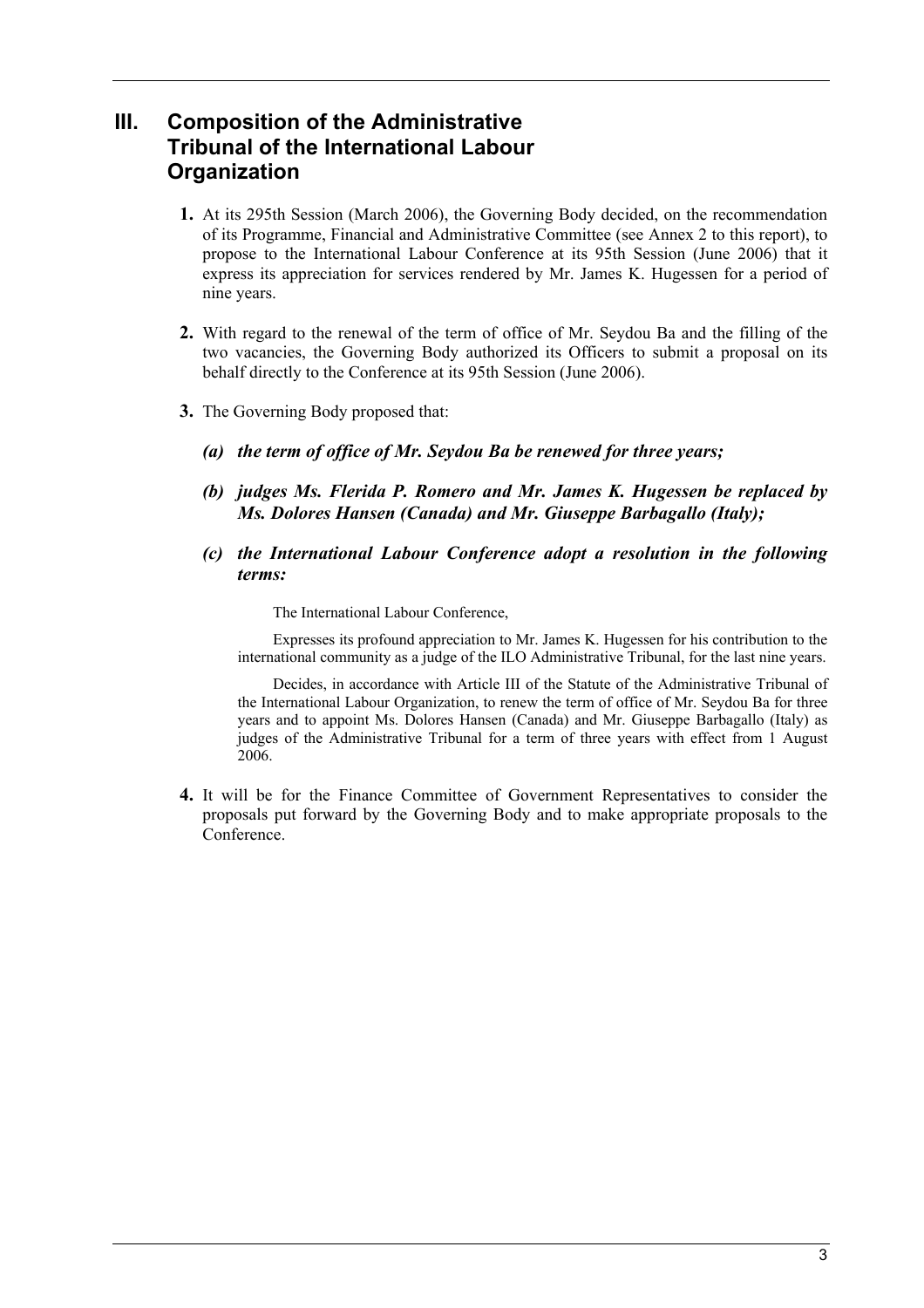## III. Composition of the Administrative Tribunal of the International Labour Organization

**1.** At its 295th Session (March 2006), the Governing Body decided, on the recommendation of its Programme, Financial and Administrative Committee (see Annex 2 to this report), to propose to the International Labour Conference at its 95th Session (June 2006) that it express its appreciation for services rendered by Mr. James K. Hugessen for a period of nine years.

**2.** With regard to the renewal of the term of office of Mr. Seydou Ba and the filling of the two vacancies, the Governing Body authorized its Officers to submit a proposal on its behalf directly to the Conference at its 95th Session (June 2006).

**3.** The Governing Body proposed that:

***(a) the term of office of Mr. Seydou Ba be renewed for three years;***

***(b) judges Ms. Flerida P. Romero and Mr. James K. Hugessen be replaced by Ms. Dolores Hansen (Canada) and Mr. Giuseppe Barbagallo (Italy);***

***(c) the International Labour Conference adopt a resolution in the following terms:***

The International Labour Conference,

Expresses its profound appreciation to Mr. James K. Hugessen for his contribution to the international community as a judge of the ILO Administrative Tribunal, for the last nine years.

Decides, in accordance with Article III of the Statute of the Administrative Tribunal of the International Labour Organization, to renew the term of office of Mr. Seydou Ba for three years and to appoint Ms. Dolores Hansen (Canada) and Mr. Giuseppe Barbagallo (Italy) as judges of the Administrative Tribunal for a term of three years with effect from 1 August 2006.

**4.** It will be for the Finance Committee of Government Representatives to consider the proposals put forward by the Governing Body and to make appropriate proposals to the Conference.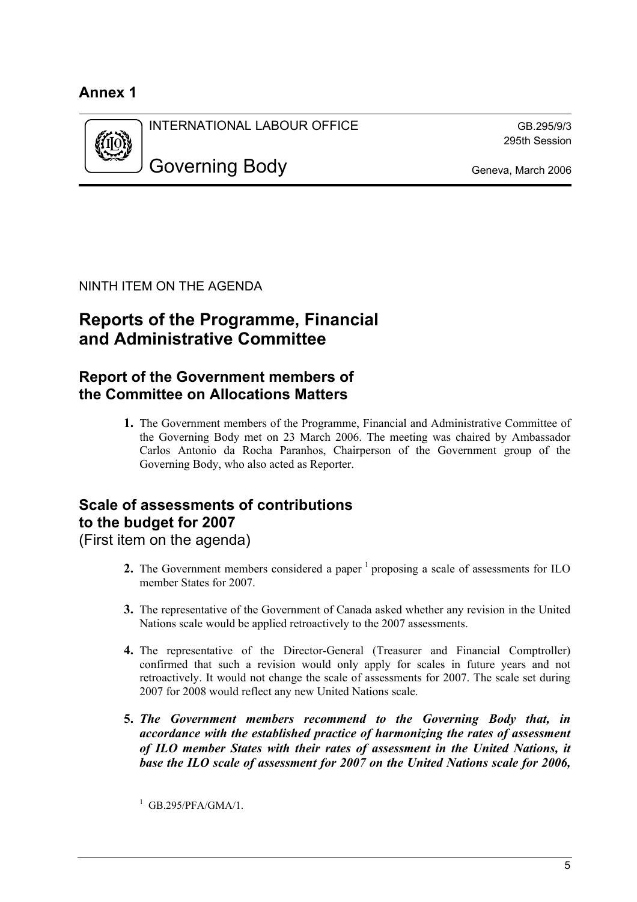## Annex 1

INTERNATIONAL LABOUR OFFICE

GB.295/9/3
295th Session

Governing Body

Geneva, March 2006

NINTH ITEM ON THE AGENDA

# Reports of the Programme, Financial and Administrative Committee

## Report of the Government members of the Committee on Allocations Matters

**1.** The Government members of the Programme, Financial and Administrative Committee of the Governing Body met on 23 March 2006. The meeting was chaired by Ambassador Carlos Antonio da Rocha Paranhos, Chairperson of the Government group of the Governing Body, who also acted as Reporter.

## Scale of assessments of contributions to the budget for 2007

(First item on the agenda)

**2.** The Government members considered a paper [1] proposing a scale of assessments for ILO member States for 2007.

**3.** The representative of the Government of Canada asked whether any revision in the United Nations scale would be applied retroactively to the 2007 assessments.

**4.** The representative of the Director-General (Treasurer and Financial Comptroller) confirmed that such a revision would only apply for scales in future years and not retroactively. It would not change the scale of assessments for 2007. The scale set during 2007 for 2008 would reflect any new United Nations scale.

**5.** ***The Government members recommend to the Governing Body that, in accordance with the established practice of harmonizing the rates of assessment of ILO member States with their rates of assessment in the United Nations, it base the ILO scale of assessment for 2007 on the United Nations scale for 2006,***

[1] GB.295/PFA/GMA/1.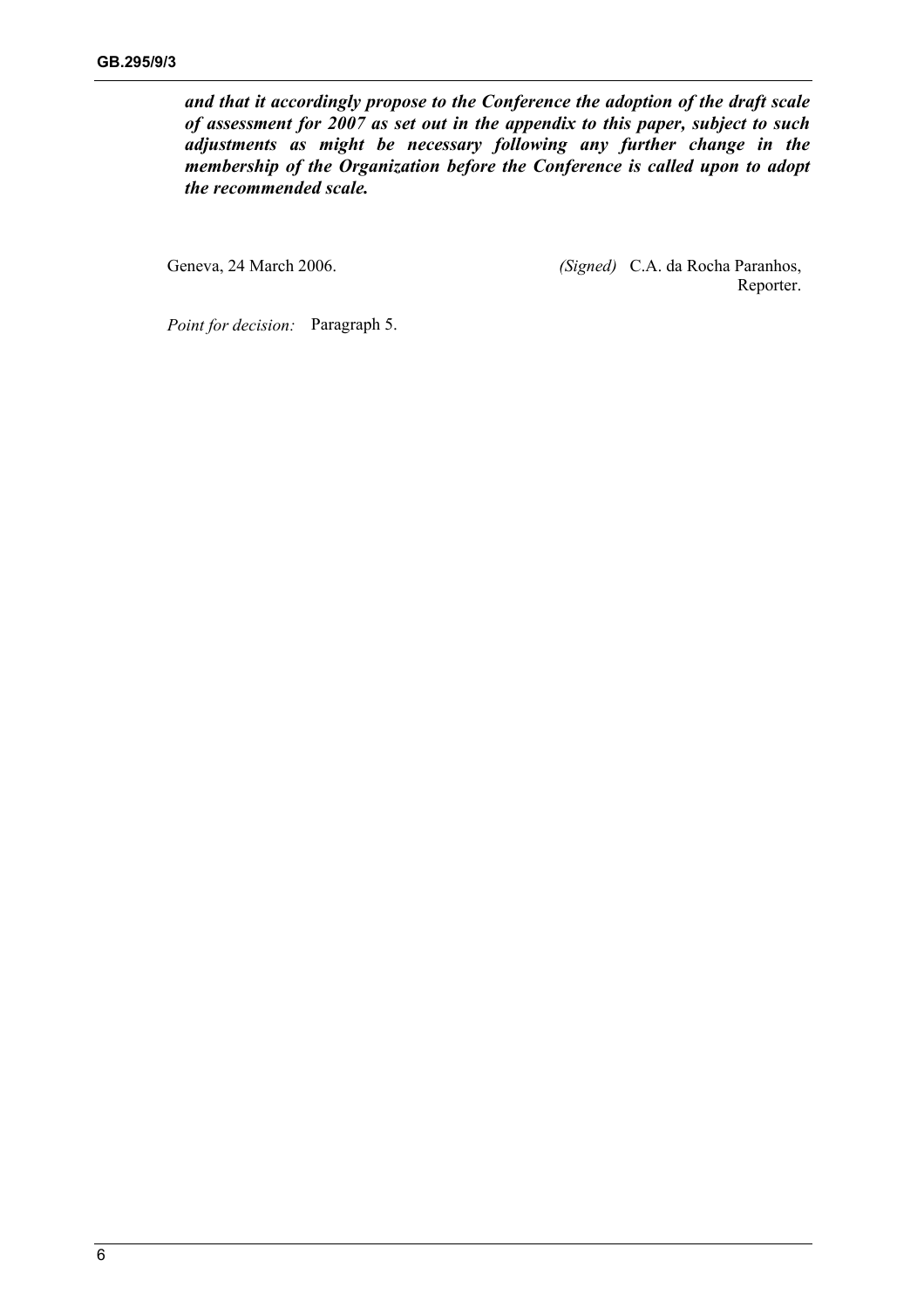***and that it accordingly propose to the Conference the adoption of the draft scale of assessment for 2007 as set out in the appendix to this paper, subject to such adjustments as might be necessary following any further change in the membership of the Organization before the Conference is called upon to adopt the recommended scale.***

Geneva, 24 March 2006.

*(Signed)* C.A. da Rocha Paranhos,
Reporter.

*Point for decision:* Paragraph 5.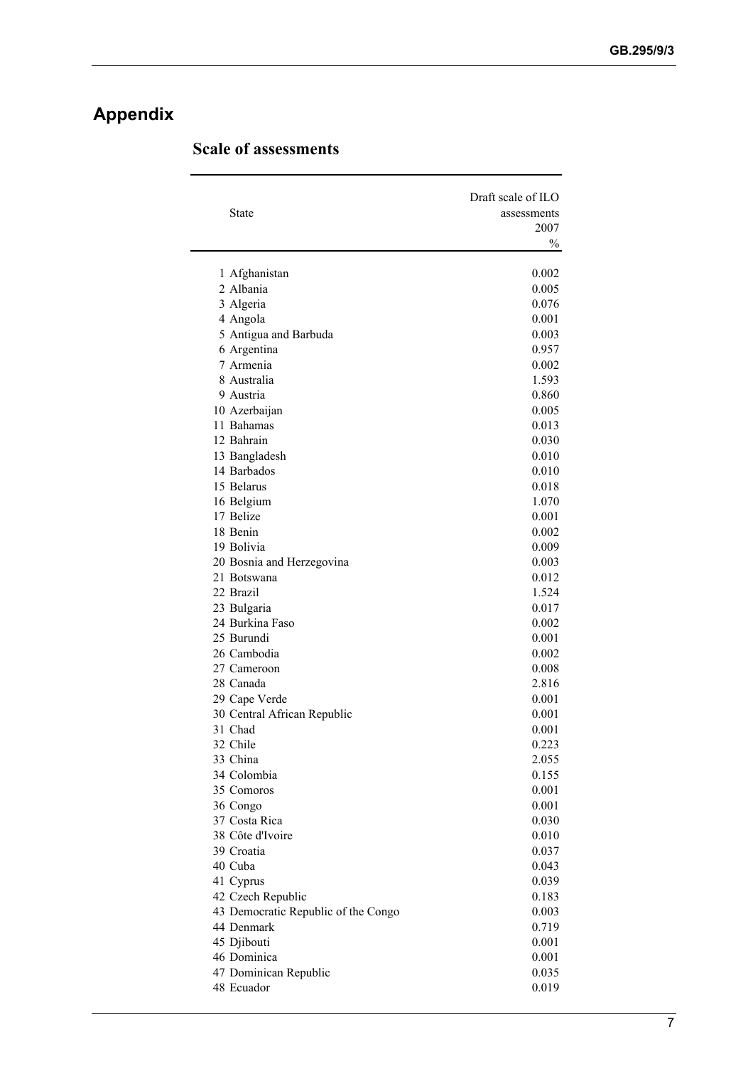# Appendix

## Scale of assessments

| State | Draft scale of ILO assessments 2007 % |
|---|---|
| 1 Afghanistan | 0.002 |
| 2 Albania | 0.005 |
| 3 Algeria | 0.076 |
| 4 Angola | 0.001 |
| 5 Antigua and Barbuda | 0.003 |
| 6 Argentina | 0.957 |
| 7 Armenia | 0.002 |
| 8 Australia | 1.593 |
| 9 Austria | 0.860 |
| 10 Azerbaijan | 0.005 |
| 11 Bahamas | 0.013 |
| 12 Bahrain | 0.030 |
| 13 Bangladesh | 0.010 |
| 14 Barbados | 0.010 |
| 15 Belarus | 0.018 |
| 16 Belgium | 1.070 |
| 17 Belize | 0.001 |
| 18 Benin | 0.002 |
| 19 Bolivia | 0.009 |
| 20 Bosnia and Herzegovina | 0.003 |
| 21 Botswana | 0.012 |
| 22 Brazil | 1.524 |
| 23 Bulgaria | 0.017 |
| 24 Burkina Faso | 0.002 |
| 25 Burundi | 0.001 |
| 26 Cambodia | 0.002 |
| 27 Cameroon | 0.008 |
| 28 Canada | 2.816 |
| 29 Cape Verde | 0.001 |
| 30 Central African Republic | 0.001 |
| 31 Chad | 0.001 |
| 32 Chile | 0.223 |
| 33 China | 2.055 |
| 34 Colombia | 0.155 |
| 35 Comoros | 0.001 |
| 36 Congo | 0.001 |
| 37 Costa Rica | 0.030 |
| 38 Côte d'Ivoire | 0.010 |
| 39 Croatia | 0.037 |
| 40 Cuba | 0.043 |
| 41 Cyprus | 0.039 |
| 42 Czech Republic | 0.183 |
| 43 Democratic Republic of the Congo | 0.003 |
| 44 Denmark | 0.719 |
| 45 Djibouti | 0.001 |
| 46 Dominica | 0.001 |
| 47 Dominican Republic | 0.035 |
| 48 Ecuador | 0.019 |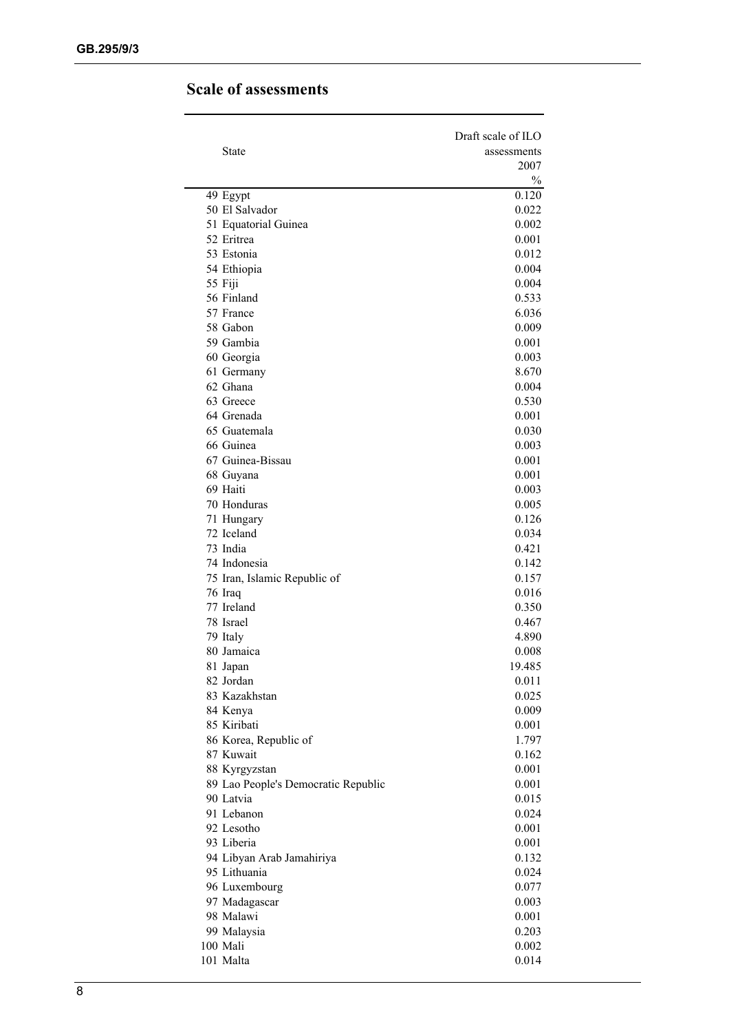## Scale of assessments

| State | Draft scale of ILO assessments 2007 % |
|---|---|
| 49 Egypt | 0.120 |
| 50 El Salvador | 0.022 |
| 51 Equatorial Guinea | 0.002 |
| 52 Eritrea | 0.001 |
| 53 Estonia | 0.012 |
| 54 Ethiopia | 0.004 |
| 55 Fiji | 0.004 |
| 56 Finland | 0.533 |
| 57 France | 6.036 |
| 58 Gabon | 0.009 |
| 59 Gambia | 0.001 |
| 60 Georgia | 0.003 |
| 61 Germany | 8.670 |
| 62 Ghana | 0.004 |
| 63 Greece | 0.530 |
| 64 Grenada | 0.001 |
| 65 Guatemala | 0.030 |
| 66 Guinea | 0.003 |
| 67 Guinea-Bissau | 0.001 |
| 68 Guyana | 0.001 |
| 69 Haiti | 0.003 |
| 70 Honduras | 0.005 |
| 71 Hungary | 0.126 |
| 72 Iceland | 0.034 |
| 73 India | 0.421 |
| 74 Indonesia | 0.142 |
| 75 Iran, Islamic Republic of | 0.157 |
| 76 Iraq | 0.016 |
| 77 Ireland | 0.350 |
| 78 Israel | 0.467 |
| 79 Italy | 4.890 |
| 80 Jamaica | 0.008 |
| 81 Japan | 19.485 |
| 82 Jordan | 0.011 |
| 83 Kazakhstan | 0.025 |
| 84 Kenya | 0.009 |
| 85 Kiribati | 0.001 |
| 86 Korea, Republic of | 1.797 |
| 87 Kuwait | 0.162 |
| 88 Kyrgyzstan | 0.001 |
| 89 Lao People's Democratic Republic | 0.001 |
| 90 Latvia | 0.015 |
| 91 Lebanon | 0.024 |
| 92 Lesotho | 0.001 |
| 93 Liberia | 0.001 |
| 94 Libyan Arab Jamahiriya | 0.132 |
| 95 Lithuania | 0.024 |
| 96 Luxembourg | 0.077 |
| 97 Madagascar | 0.003 |
| 98 Malawi | 0.001 |
| 99 Malaysia | 0.203 |
| 100 Mali | 0.002 |
| 101 Malta | 0.014 |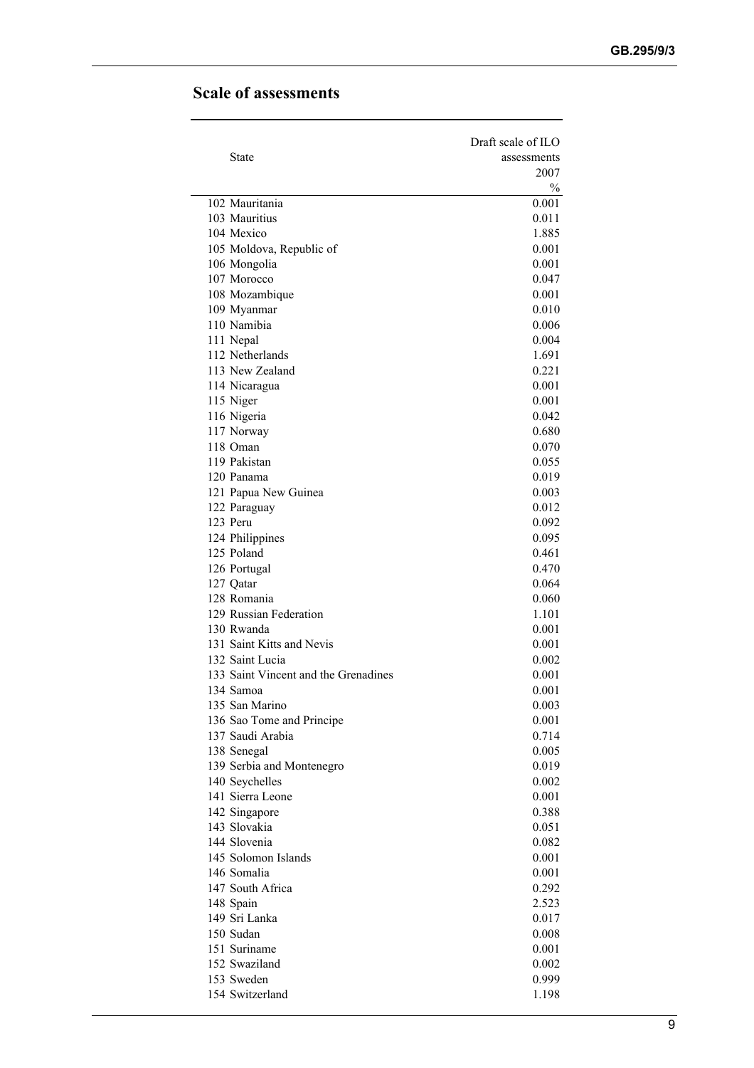## Scale of assessments

| State | Draft scale of ILO assessments 2007 % |
|---|---|
| 102 Mauritania | 0.001 |
| 103 Mauritius | 0.011 |
| 104 Mexico | 1.885 |
| 105 Moldova, Republic of | 0.001 |
| 106 Mongolia | 0.001 |
| 107 Morocco | 0.047 |
| 108 Mozambique | 0.001 |
| 109 Myanmar | 0.010 |
| 110 Namibia | 0.006 |
| 111 Nepal | 0.004 |
| 112 Netherlands | 1.691 |
| 113 New Zealand | 0.221 |
| 114 Nicaragua | 0.001 |
| 115 Niger | 0.001 |
| 116 Nigeria | 0.042 |
| 117 Norway | 0.680 |
| 118 Oman | 0.070 |
| 119 Pakistan | 0.055 |
| 120 Panama | 0.019 |
| 121 Papua New Guinea | 0.003 |
| 122 Paraguay | 0.012 |
| 123 Peru | 0.092 |
| 124 Philippines | 0.095 |
| 125 Poland | 0.461 |
| 126 Portugal | 0.470 |
| 127 Qatar | 0.064 |
| 128 Romania | 0.060 |
| 129 Russian Federation | 1.101 |
| 130 Rwanda | 0.001 |
| 131 Saint Kitts and Nevis | 0.001 |
| 132 Saint Lucia | 0.002 |
| 133 Saint Vincent and the Grenadines | 0.001 |
| 134 Samoa | 0.001 |
| 135 San Marino | 0.003 |
| 136 Sao Tome and Principe | 0.001 |
| 137 Saudi Arabia | 0.714 |
| 138 Senegal | 0.005 |
| 139 Serbia and Montenegro | 0.019 |
| 140 Seychelles | 0.002 |
| 141 Sierra Leone | 0.001 |
| 142 Singapore | 0.388 |
| 143 Slovakia | 0.051 |
| 144 Slovenia | 0.082 |
| 145 Solomon Islands | 0.001 |
| 146 Somalia | 0.001 |
| 147 South Africa | 0.292 |
| 148 Spain | 2.523 |
| 149 Sri Lanka | 0.017 |
| 150 Sudan | 0.008 |
| 151 Suriname | 0.001 |
| 152 Swaziland | 0.002 |
| 153 Sweden | 0.999 |
| 154 Switzerland | 1.198 |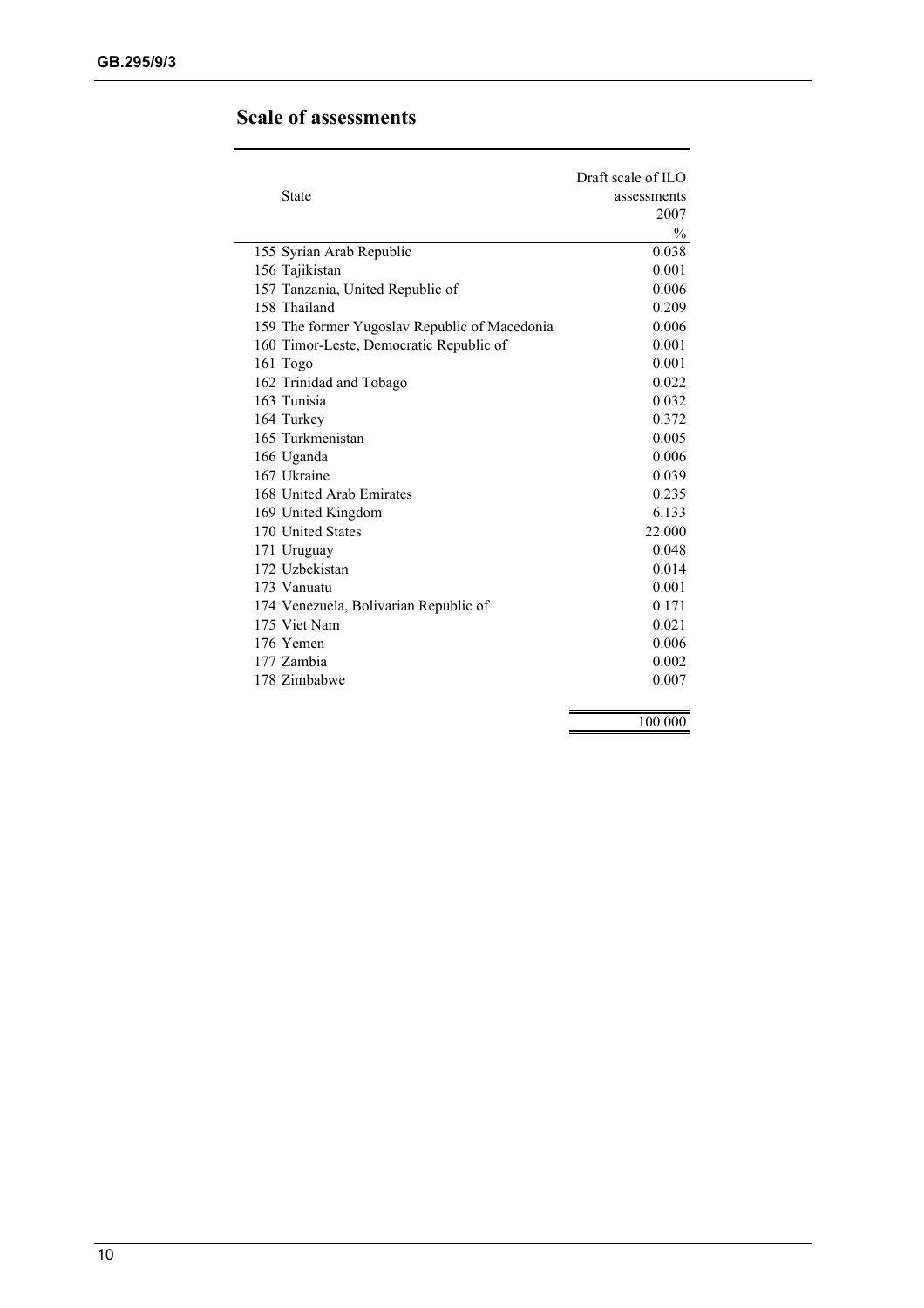## Scale of assessments

| State | Draft scale of ILO assessments 2007 % |
|---|---|
| 155 Syrian Arab Republic | 0.038 |
| 156 Tajikistan | 0.001 |
| 157 Tanzania, United Republic of | 0.006 |
| 158 Thailand | 0.209 |
| 159 The former Yugoslav Republic of Macedonia | 0.006 |
| 160 Timor-Leste, Democratic Republic of | 0.001 |
| 161 Togo | 0.001 |
| 162 Trinidad and Tobago | 0.022 |
| 163 Tunisia | 0.032 |
| 164 Turkey | 0.372 |
| 165 Turkmenistan | 0.005 |
| 166 Uganda | 0.006 |
| 167 Ukraine | 0.039 |
| 168 United Arab Emirates | 0.235 |
| 169 United Kingdom | 6.133 |
| 170 United States | 22.000 |
| 171 Uruguay | 0.048 |
| 172 Uzbekistan | 0.014 |
| 173 Vanuatu | 0.001 |
| 174 Venezuela, Bolivarian Republic of | 0.171 |
| 175 Viet Nam | 0.021 |
| 176 Yemen | 0.006 |
| 177 Zambia | 0.002 |
| 178 Zimbabwe | 0.007 |
| | 100.000 |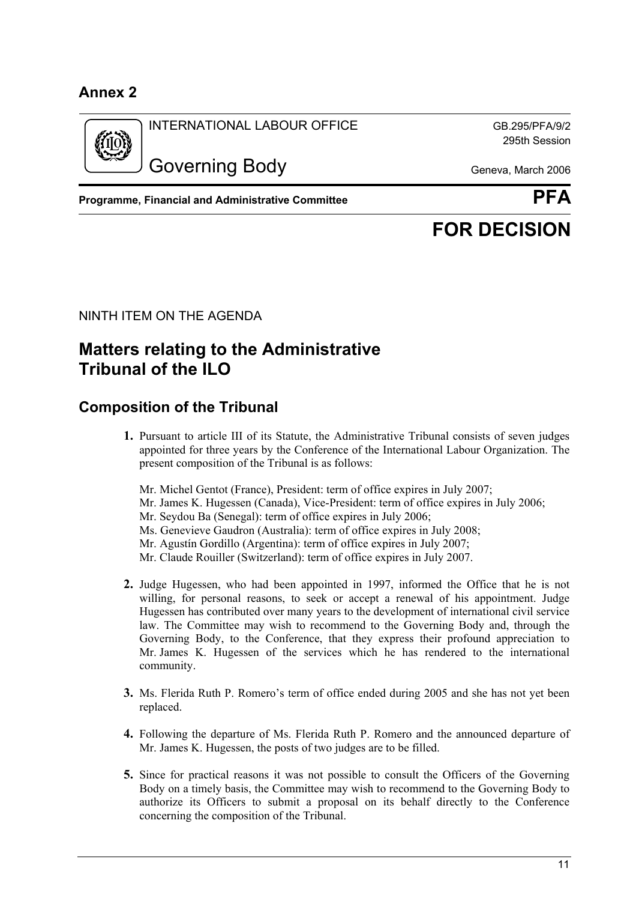## Annex 2

INTERNATIONAL LABOUR OFFICE

Governing Body

GB.295/PFA/9/2
295th Session

Geneva, March 2006

**Programme, Financial and Administrative Committee** **PFA**

# FOR DECISION

NINTH ITEM ON THE AGENDA

## Matters relating to the Administrative Tribunal of the ILO

### Composition of the Tribunal

**1.** Pursuant to article III of its Statute, the Administrative Tribunal consists of seven judges appointed for three years by the Conference of the International Labour Organization. The present composition of the Tribunal is as follows:

Mr. Michel Gentot (France), President: term of office expires in July 2007;
Mr. James K. Hugessen (Canada), Vice-President: term of office expires in July 2006;
Mr. Seydou Ba (Senegal): term of office expires in July 2006;
Ms. Genevieve Gaudron (Australia): term of office expires in July 2008;
Mr. Agustín Gordillo (Argentina): term of office expires in July 2007;
Mr. Claude Rouiller (Switzerland): term of office expires in July 2007.

**2.** Judge Hugessen, who had been appointed in 1997, informed the Office that he is not willing, for personal reasons, to seek or accept a renewal of his appointment. Judge Hugessen has contributed over many years to the development of international civil service law. The Committee may wish to recommend to the Governing Body and, through the Governing Body, to the Conference, that they express their profound appreciation to Mr. James K. Hugessen of the services which he has rendered to the international community.

**3.** Ms. Flerida Ruth P. Romero's term of office ended during 2005 and she has not yet been replaced.

**4.** Following the departure of Ms. Flerida Ruth P. Romero and the announced departure of Mr. James K. Hugessen, the posts of two judges are to be filled.

**5.** Since for practical reasons it was not possible to consult the Officers of the Governing Body on a timely basis, the Committee may wish to recommend to the Governing Body to authorize its Officers to submit a proposal on its behalf directly to the Conference concerning the composition of the Tribunal.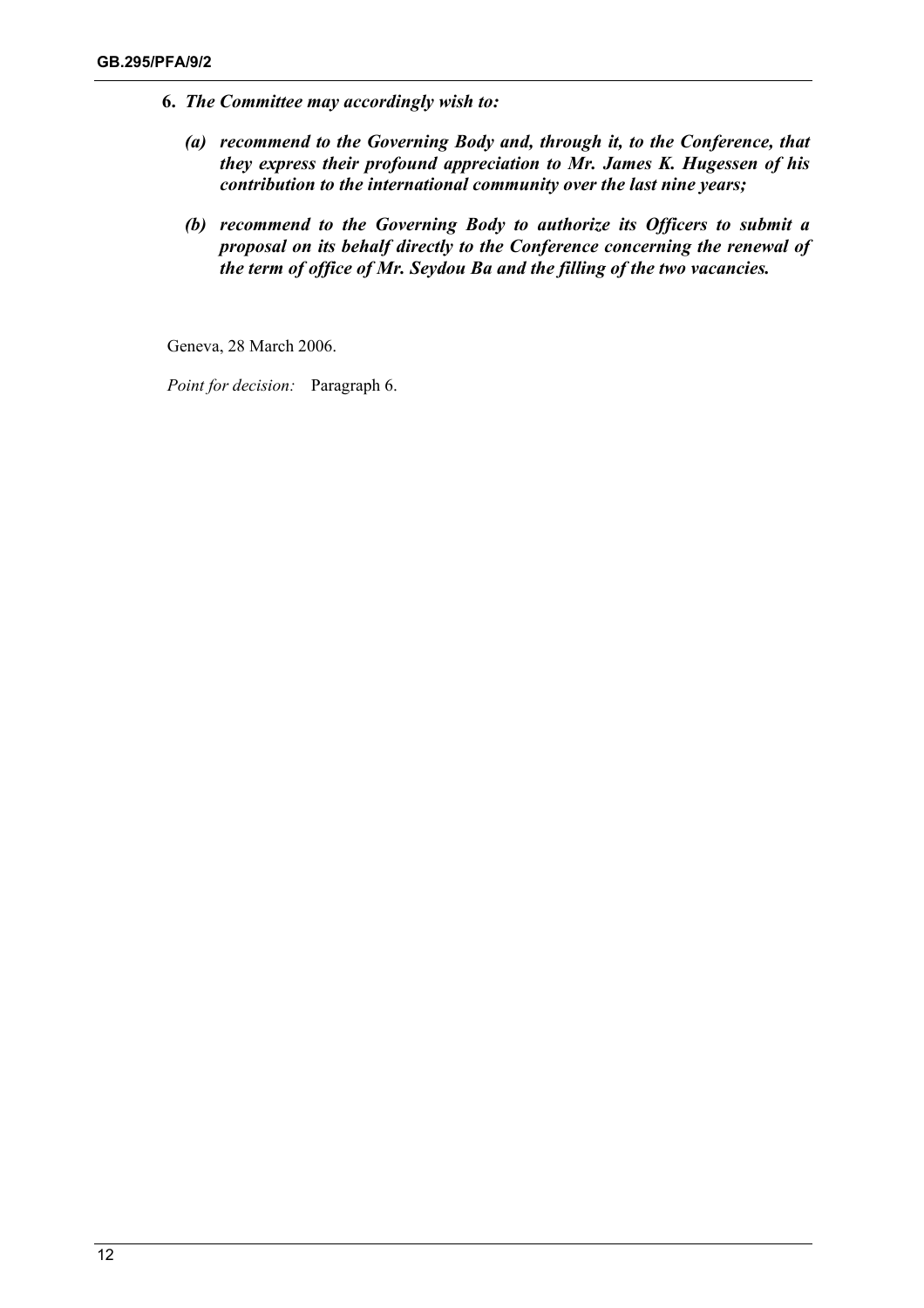**6.** ***The Committee may accordingly wish to:***

***(a) recommend to the Governing Body and, through it, to the Conference, that they express their profound appreciation to Mr. James K. Hugessen of his contribution to the international community over the last nine years;***

***(b) recommend to the Governing Body to authorize its Officers to submit a proposal on its behalf directly to the Conference concerning the renewal of the term of office of Mr. Seydou Ba and the filling of the two vacancies.***

Geneva, 28 March 2006.

*Point for decision:* Paragraph 6.